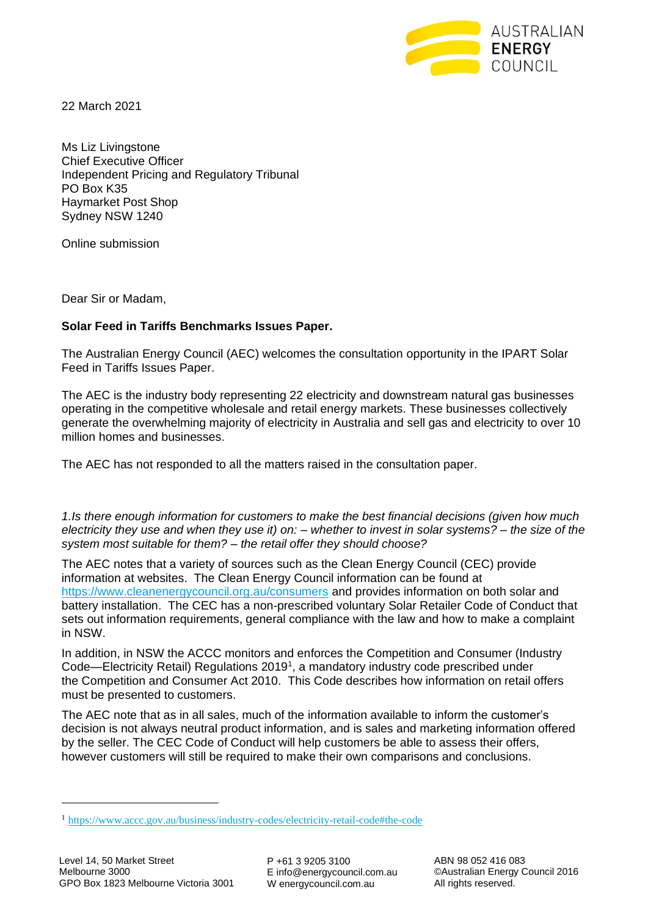22 March 2021

Ms Liz Livingstone
Chief Executive Officer
Independent Pricing and Regulatory Tribunal
PO Box K35
Haymarket Post Shop
Sydney NSW 1240

Online submission

Dear Sir or Madam,

**Solar Feed in Tariffs Benchmarks Issues Paper.**

The Australian Energy Council (AEC) welcomes the consultation opportunity in the IPART Solar Feed in Tariffs Issues Paper.

The AEC is the industry body representing 22 electricity and downstream natural gas businesses operating in the competitive wholesale and retail energy markets. These businesses collectively generate the overwhelming majority of electricity in Australia and sell gas and electricity to over 10 million homes and businesses.

The AEC has not responded to all the matters raised in the consultation paper.

*1.Is there enough information for customers to make the best financial decisions (given how much electricity they use and when they use it) on: – whether to invest in solar systems? – the size of the system most suitable for them? – the retail offer they should choose?*

The AEC notes that a variety of sources such as the Clean Energy Council (CEC) provide information at websites. The Clean Energy Council information can be found at https://www.cleanenergycouncil.org.au/consumers and provides information on both solar and battery installation. The CEC has a non-prescribed voluntary Solar Retailer Code of Conduct that sets out information requirements, general compliance with the law and how to make a complaint in NSW.

In addition, in NSW the ACCC monitors and enforces the Competition and Consumer (Industry Code—Electricity Retail) Regulations 2019[1], a mandatory industry code prescribed under the Competition and Consumer Act 2010. This Code describes how information on retail offers must be presented to customers.

The AEC note that as in all sales, much of the information available to inform the customer's decision is not always neutral product information, and is sales and marketing information offered by the seller. The CEC Code of Conduct will help customers be able to assess their offers, however customers will still be required to make their own comparisons and conclusions.

[1] https://www.accc.gov.au/business/industry-codes/electricity-retail-code#the-code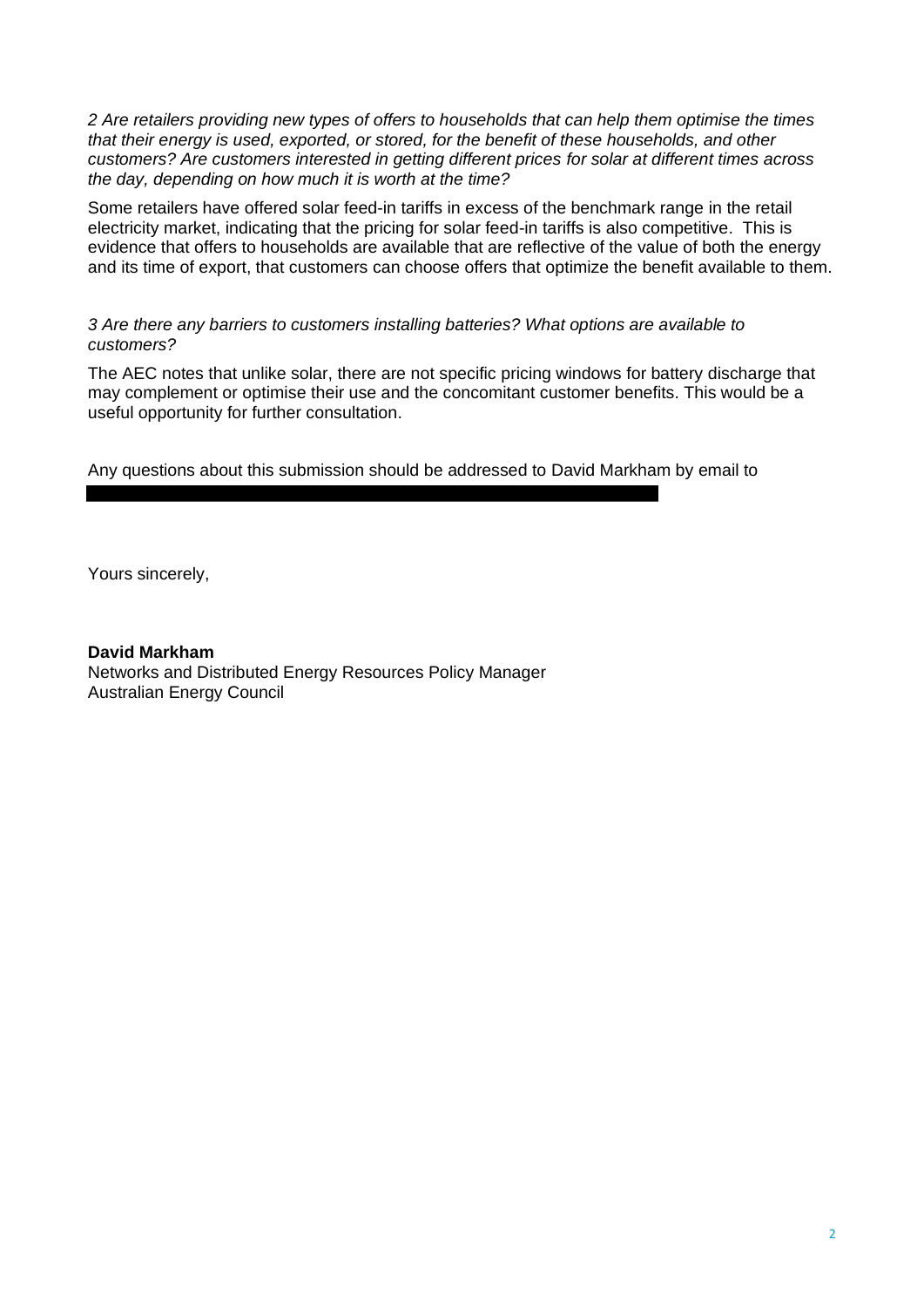*2 Are retailers providing new types of offers to households that can help them optimise the times that their energy is used, exported, or stored, for the benefit of these households, and other customers? Are customers interested in getting different prices for solar at different times across the day, depending on how much it is worth at the time?*

Some retailers have offered solar feed-in tariffs in excess of the benchmark range in the retail electricity market, indicating that the pricing for solar feed-in tariffs is also competitive. This is evidence that offers to households are available that are reflective of the value of both the energy and its time of export, that customers can choose offers that optimize the benefit available to them.

*3 Are there any barriers to customers installing batteries? What options are available to customers?*

The AEC notes that unlike solar, there are not specific pricing windows for battery discharge that may complement or optimise their use and the concomitant customer benefits. This would be a useful opportunity for further consultation.

Any questions about this submission should be addressed to David Markham by email to

Yours sincerely,

**David Markham**
Networks and Distributed Energy Resources Policy Manager
Australian Energy Council